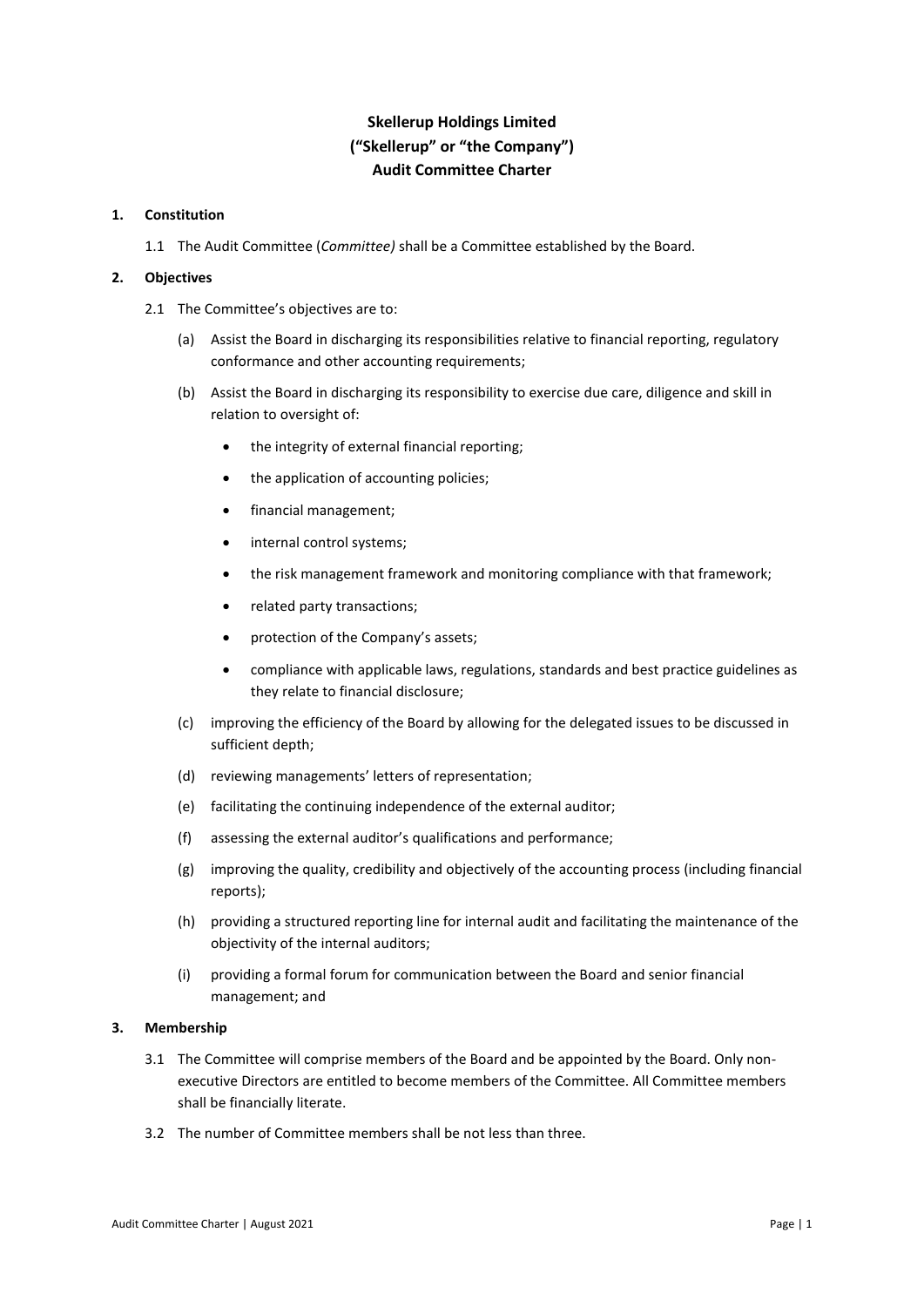# Skellerup Holdings Limited
# (“Skellerup” or “the Company”)
# Audit Committee Charter

## 1. Constitution

1.1 The Audit Committee (*Committee)* shall be a Committee established by the Board.

## 2. Objectives

2.1 The Committee’s objectives are to:

(a) Assist the Board in discharging its responsibilities relative to financial reporting, regulatory conformance and other accounting requirements;

(b) Assist the Board in discharging its responsibility to exercise due care, diligence and skill in relation to oversight of:

- the integrity of external financial reporting;
- the application of accounting policies;
- financial management;
- internal control systems;
- the risk management framework and monitoring compliance with that framework;
- related party transactions;
- protection of the Company’s assets;
- compliance with applicable laws, regulations, standards and best practice guidelines as they relate to financial disclosure;

(c) improving the efficiency of the Board by allowing for the delegated issues to be discussed in sufficient depth;

(d) reviewing managements’ letters of representation;

(e) facilitating the continuing independence of the external auditor;

(f) assessing the external auditor’s qualifications and performance;

(g) improving the quality, credibility and objectively of the accounting process (including financial reports);

(h) providing a structured reporting line for internal audit and facilitating the maintenance of the objectivity of the internal auditors;

(i) providing a formal forum for communication between the Board and senior financial management; and

## 3. Membership

3.1 The Committee will comprise members of the Board and be appointed by the Board. Only non-executive Directors are entitled to become members of the Committee. All Committee members shall be financially literate.

3.2 The number of Committee members shall be not less than three.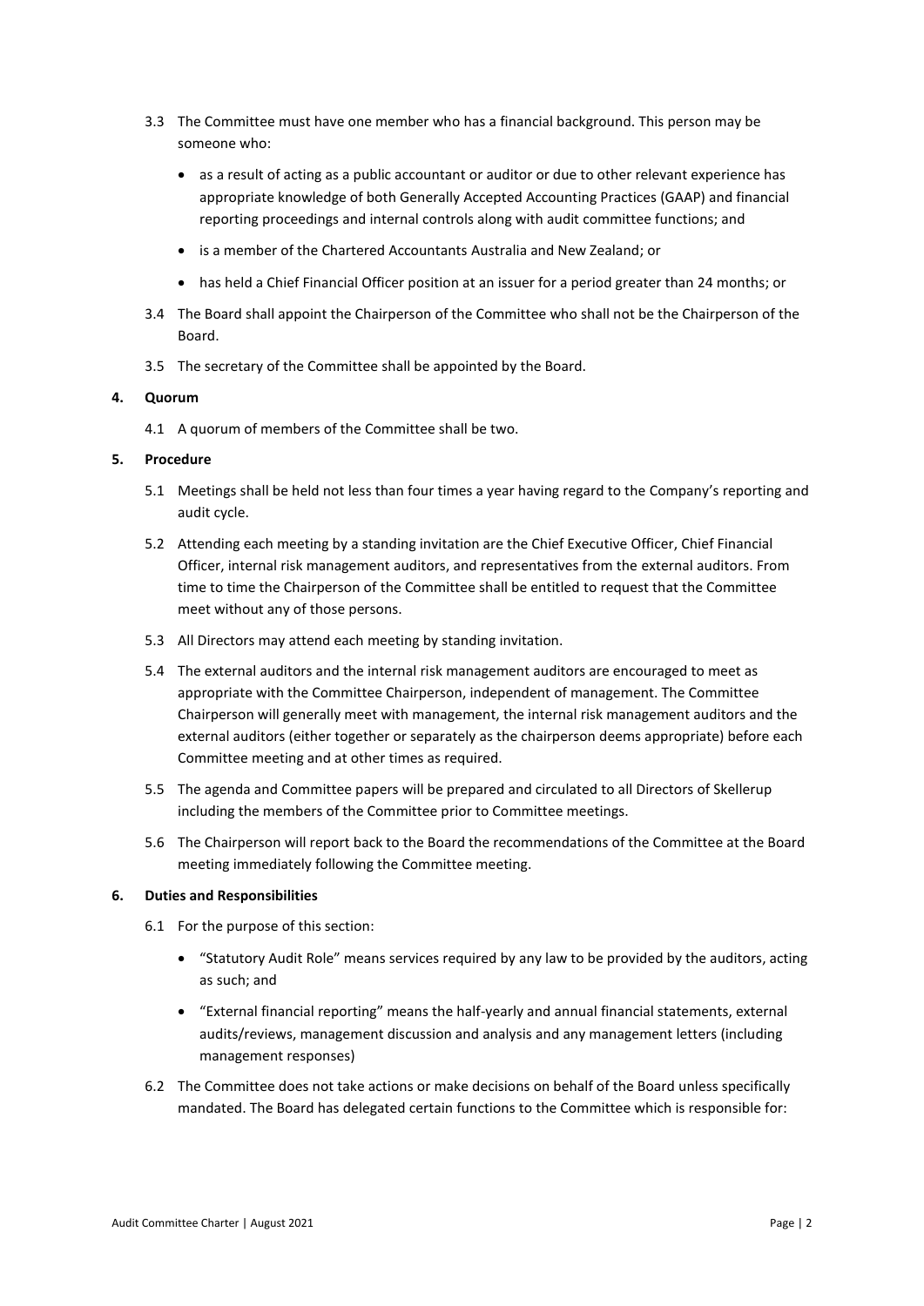3.3 The Committee must have one member who has a financial background. This person may be someone who:

- as a result of acting as a public accountant or auditor or due to other relevant experience has appropriate knowledge of both Generally Accepted Accounting Practices (GAAP) and financial reporting proceedings and internal controls along with audit committee functions; and
- is a member of the Chartered Accountants Australia and New Zealand; or
- has held a Chief Financial Officer position at an issuer for a period greater than 24 months; or

3.4 The Board shall appoint the Chairperson of the Committee who shall not be the Chairperson of the Board.

3.5 The secretary of the Committee shall be appointed by the Board.

**4. Quorum**

4.1 A quorum of members of the Committee shall be two.

**5. Procedure**

5.1 Meetings shall be held not less than four times a year having regard to the Company's reporting and audit cycle.

5.2 Attending each meeting by a standing invitation are the Chief Executive Officer, Chief Financial Officer, internal risk management auditors, and representatives from the external auditors. From time to time the Chairperson of the Committee shall be entitled to request that the Committee meet without any of those persons.

5.3 All Directors may attend each meeting by standing invitation.

5.4 The external auditors and the internal risk management auditors are encouraged to meet as appropriate with the Committee Chairperson, independent of management. The Committee Chairperson will generally meet with management, the internal risk management auditors and the external auditors (either together or separately as the chairperson deems appropriate) before each Committee meeting and at other times as required.

5.5 The agenda and Committee papers will be prepared and circulated to all Directors of Skellerup including the members of the Committee prior to Committee meetings.

5.6 The Chairperson will report back to the Board the recommendations of the Committee at the Board meeting immediately following the Committee meeting.

**6. Duties and Responsibilities**

6.1 For the purpose of this section:

- "Statutory Audit Role" means services required by any law to be provided by the auditors, acting as such; and
- "External financial reporting" means the half-yearly and annual financial statements, external audits/reviews, management discussion and analysis and any management letters (including management responses)

6.2 The Committee does not take actions or make decisions on behalf of the Board unless specifically mandated. The Board has delegated certain functions to the Committee which is responsible for: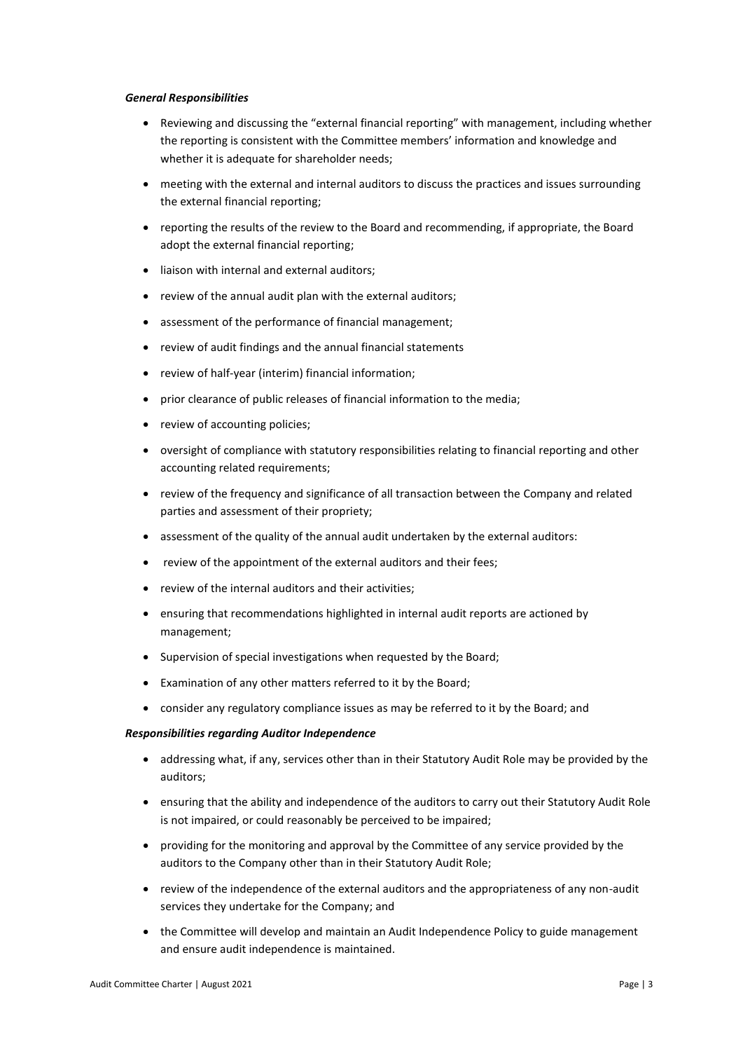***General Responsibilities***

- Reviewing and discussing the "external financial reporting" with management, including whether the reporting is consistent with the Committee members' information and knowledge and whether it is adequate for shareholder needs;
- meeting with the external and internal auditors to discuss the practices and issues surrounding the external financial reporting;
- reporting the results of the review to the Board and recommending, if appropriate, the Board adopt the external financial reporting;
- liaison with internal and external auditors;
- review of the annual audit plan with the external auditors;
- assessment of the performance of financial management;
- review of audit findings and the annual financial statements
- review of half-year (interim) financial information;
- prior clearance of public releases of financial information to the media;
- review of accounting policies;
- oversight of compliance with statutory responsibilities relating to financial reporting and other accounting related requirements;
- review of the frequency and significance of all transaction between the Company and related parties and assessment of their propriety;
- assessment of the quality of the annual audit undertaken by the external auditors:
- review of the appointment of the external auditors and their fees;
- review of the internal auditors and their activities;
- ensuring that recommendations highlighted in internal audit reports are actioned by management;
- Supervision of special investigations when requested by the Board;
- Examination of any other matters referred to it by the Board;
- consider any regulatory compliance issues as may be referred to it by the Board; and

***Responsibilities regarding Auditor Independence***

- addressing what, if any, services other than in their Statutory Audit Role may be provided by the auditors;
- ensuring that the ability and independence of the auditors to carry out their Statutory Audit Role is not impaired, or could reasonably be perceived to be impaired;
- providing for the monitoring and approval by the Committee of any service provided by the auditors to the Company other than in their Statutory Audit Role;
- review of the independence of the external auditors and the appropriateness of any non-audit services they undertake for the Company; and
- the Committee will develop and maintain an Audit Independence Policy to guide management and ensure audit independence is maintained.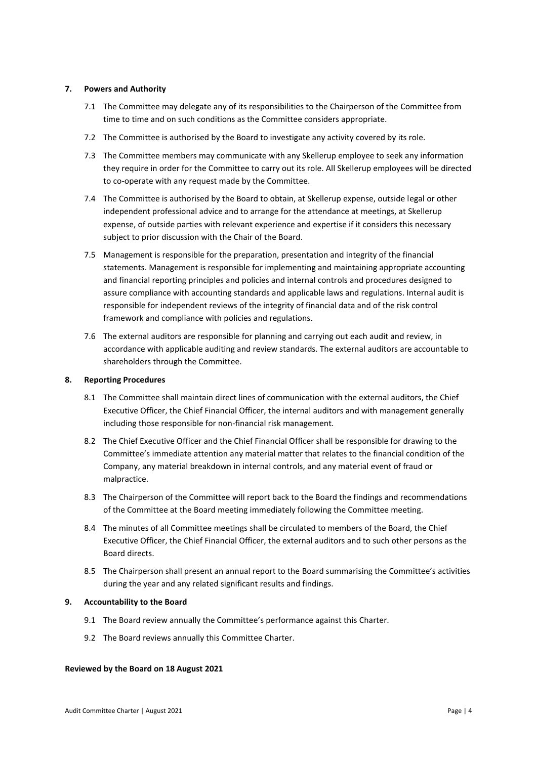## 7. Powers and Authority

7.1 The Committee may delegate any of its responsibilities to the Chairperson of the Committee from time to time and on such conditions as the Committee considers appropriate.

7.2 The Committee is authorised by the Board to investigate any activity covered by its role.

7.3 The Committee members may communicate with any Skellerup employee to seek any information they require in order for the Committee to carry out its role. All Skellerup employees will be directed to co-operate with any request made by the Committee.

7.4 The Committee is authorised by the Board to obtain, at Skellerup expense, outside legal or other independent professional advice and to arrange for the attendance at meetings, at Skellerup expense, of outside parties with relevant experience and expertise if it considers this necessary subject to prior discussion with the Chair of the Board.

7.5 Management is responsible for the preparation, presentation and integrity of the financial statements. Management is responsible for implementing and maintaining appropriate accounting and financial reporting principles and policies and internal controls and procedures designed to assure compliance with accounting standards and applicable laws and regulations. Internal audit is responsible for independent reviews of the integrity of financial data and of the risk control framework and compliance with policies and regulations.

7.6 The external auditors are responsible for planning and carrying out each audit and review, in accordance with applicable auditing and review standards. The external auditors are accountable to shareholders through the Committee.

## 8. Reporting Procedures

8.1 The Committee shall maintain direct lines of communication with the external auditors, the Chief Executive Officer, the Chief Financial Officer, the internal auditors and with management generally including those responsible for non-financial risk management.

8.2 The Chief Executive Officer and the Chief Financial Officer shall be responsible for drawing to the Committee's immediate attention any material matter that relates to the financial condition of the Company, any material breakdown in internal controls, and any material event of fraud or malpractice.

8.3 The Chairperson of the Committee will report back to the Board the findings and recommendations of the Committee at the Board meeting immediately following the Committee meeting.

8.4 The minutes of all Committee meetings shall be circulated to members of the Board, the Chief Executive Officer, the Chief Financial Officer, the external auditors and to such other persons as the Board directs.

8.5 The Chairperson shall present an annual report to the Board summarising the Committee's activities during the year and any related significant results and findings.

## 9. Accountability to the Board

9.1 The Board review annually the Committee's performance against this Charter.

9.2 The Board reviews annually this Committee Charter.

**Reviewed by the Board on 18 August 2021**